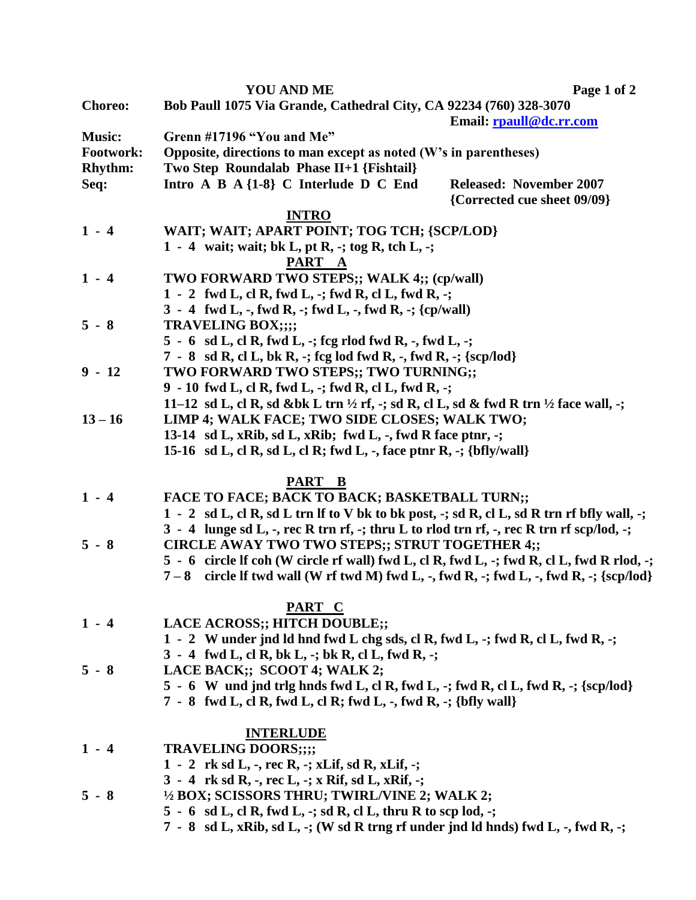**YOU AND ME**

**Choreo:** Bob Paull 1075 Via Grande, Cathedral City, CA 92234 (760) 328-3070
Email: rpaull@dc.rr.com

**Music:** Grenn #17196 "You and Me"

**Footwork:** Opposite, directions to man except as noted (W's in parentheses)

**Rhythm:** Two Step Roundalab Phase II+1 {Fishtail}

**Seq:** Intro A B A {1-8} C Interlude D C End

Released: November 2007
{Corrected cue sheet 09/09}

## INTRO

**1 - 4** WAIT; WAIT; APART POINT; TOG TCH; {SCP/LOD}
1 - 4 wait; wait; bk L, pt R, -; tog R, tch L, -;

## PART A

**1 - 4** TWO FORWARD TWO STEPS;; WALK 4;; (cp/wall)
1 - 2 fwd L, cl R, fwd L, -; fwd R, cl L, fwd R, -;
3 - 4 fwd L, -, fwd R, -; fwd L, -, fwd R, -; {cp/wall)

**5 - 8** TRAVELING BOX;;;;
5 - 6 sd L, cl R, fwd L, -; fcg rlod fwd R, -, fwd L, -;
7 - 8 sd R, cl L, bk R, -; fcg lod fwd R, -, fwd R, -; {scp/lod}

**9 - 12** TWO FORWARD TWO STEPS;; TWO TURNING;;
9 - 10 fwd L, cl R, fwd L, -; fwd R, cl L, fwd R, -;
11–12 sd L, cl R, sd &bk L trn ½ rf, -; sd R, cl L, sd & fwd R trn ½ face wall, -;

**13 – 16** LIMP 4; WALK FACE; TWO SIDE CLOSES; WALK TWO;
13-14 sd L, xRib, sd L, xRib; fwd L, -, fwd R face ptnr, -;
15-16 sd L, cl R, sd L, cl R; fwd L, -, face ptnr R, -; {bfly/wall}

## PART B

**1 - 4** FACE TO FACE; BACK TO BACK; BASKETBALL TURN;;
1 - 2 sd L, cl R, sd L trn lf to V bk to bk post, -; sd R, cl L, sd R trn rf bfly wall, -;
3 - 4 lunge sd L, -, rec R trn rf, -; thru L to rlod trn rf, -, rec R trn rf scp/lod, -;

**5 - 8** CIRCLE AWAY TWO TWO STEPS;; STRUT TOGETHER 4;;
5 - 6 circle lf coh (W circle rf wall) fwd L, cl R, fwd L, -; fwd R, cl L, fwd R rlod, -;
7 – 8 circle lf twd wall (W rf twd M) fwd L, -, fwd R, -; fwd L, -, fwd R, -; {scp/lod}

## PART C

**1 - 4** LACE ACROSS;; HITCH DOUBLE;;
1 - 2 W under jnd ld hnd fwd L chg sds, cl R, fwd L, -; fwd R, cl L, fwd R, -;
3 - 4 fwd L, cl R, bk L, -; bk R, cl L, fwd R, -;

**5 - 8** LACE BACK;; SCOOT 4; WALK 2;
5 - 6 W und jnd trlg hnds fwd L, cl R, fwd L, -; fwd R, cl L, fwd R, -; {scp/lod}
7 - 8 fwd L, cl R, fwd L, cl R; fwd L, -, fwd R, -; {bfly wall}

## INTERLUDE

**1 - 4** TRAVELING DOORS;;;;
1 - 2 rk sd L, -, rec R, -; xLif, sd R, xLif, -;
3 - 4 rk sd R, -, rec L, -; x Rif, sd L, xRif, -;

**5 - 8** ½ BOX; SCISSORS THRU; TWIRL/VINE 2; WALK 2;
5 - 6 sd L, cl R, fwd L, -; sd R, cl L, thru R to scp lod, -;
7 - 8 sd L, xRib, sd L, -; (W sd R trng rf under jnd ld hnds) fwd L, -, fwd R, -;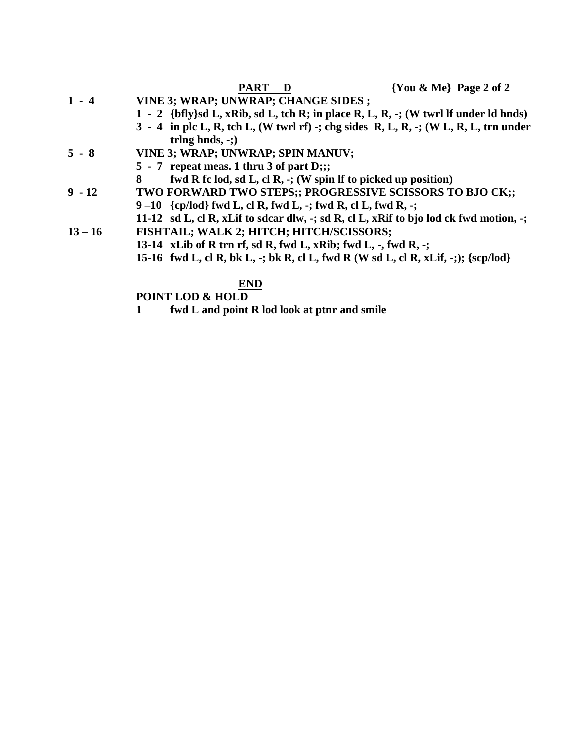**PART D** **{You & Me} Page 2 of 2**

**1 - 4** **VINE 3; WRAP; UNWRAP; CHANGE SIDES ;**

**1 - 2 {bfly}sd L, xRib, sd L, tch R; in place R, L, R, -; (W twrl lf under ld hnds)**

**3 - 4 in plc L, R, tch L, (W twrl rf) -; chg sides R, L, R, -; (W L, R, L, trn under trlng hnds, -;)**

**5 - 8** **VINE 3; WRAP; UNWRAP; SPIN MANUV;**

**5 - 7 repeat meas. 1 thru 3 of part D;;;**

**8 fwd R fc lod, sd L, cl R, -; (W spin lf to picked up position)**

**9 - 12** **TWO FORWARD TWO STEPS;; PROGRESSIVE SCISSORS TO BJO CK;;**

**9 –10 {cp/lod} fwd L, cl R, fwd L, -; fwd R, cl L, fwd R, -;**

**11-12 sd L, cl R, xLif to sdcar dlw, -; sd R, cl L, xRif to bjo lod ck fwd motion, -;**

**13 – 16** **FISHTAIL; WALK 2; HITCH; HITCH/SCISSORS;**

**13-14 xLib of R trn rf, sd R, fwd L, xRib; fwd L, -, fwd R, -;**

**15-16 fwd L, cl R, bk L, -; bk R, cl L, fwd R (W sd L, cl R, xLif, -;); {scp/lod}**

**END**

**POINT LOD & HOLD**

**1 fwd L and point R lod look at ptnr and smile**